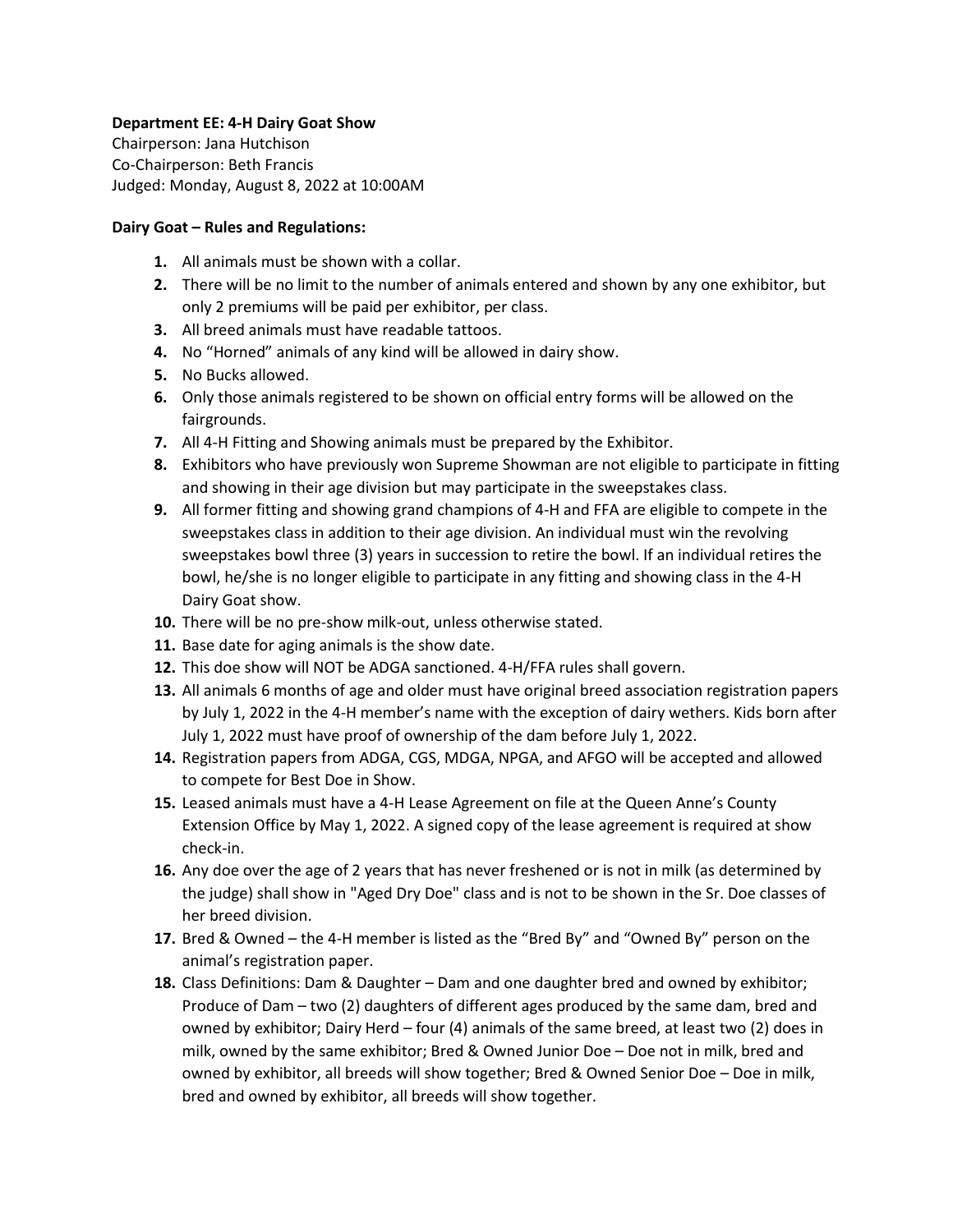**Department EE: 4-H Dairy Goat Show**
Chairperson: Jana Hutchison
Co-Chairperson: Beth Francis
Judged: Monday, August 8, 2022 at 10:00AM

**Dairy Goat – Rules and Regulations:**

1. All animals must be shown with a collar.
2. There will be no limit to the number of animals entered and shown by any one exhibitor, but only 2 premiums will be paid per exhibitor, per class.
3. All breed animals must have readable tattoos.
4. No "Horned" animals of any kind will be allowed in dairy show.
5. No Bucks allowed.
6. Only those animals registered to be shown on official entry forms will be allowed on the fairgrounds.
7. All 4-H Fitting and Showing animals must be prepared by the Exhibitor.
8. Exhibitors who have previously won Supreme Showman are not eligible to participate in fitting and showing in their age division but may participate in the sweepstakes class.
9. All former fitting and showing grand champions of 4-H and FFA are eligible to compete in the sweepstakes class in addition to their age division. An individual must win the revolving sweepstakes bowl three (3) years in succession to retire the bowl. If an individual retires the bowl, he/she is no longer eligible to participate in any fitting and showing class in the 4-H Dairy Goat show.
10. There will be no pre-show milk-out, unless otherwise stated.
11. Base date for aging animals is the show date.
12. This doe show will NOT be ADGA sanctioned. 4-H/FFA rules shall govern.
13. All animals 6 months of age and older must have original breed association registration papers by July 1, 2022 in the 4-H member's name with the exception of dairy wethers. Kids born after July 1, 2022 must have proof of ownership of the dam before July 1, 2022.
14. Registration papers from ADGA, CGS, MDGA, NPGA, and AFGO will be accepted and allowed to compete for Best Doe in Show.
15. Leased animals must have a 4-H Lease Agreement on file at the Queen Anne's County Extension Office by May 1, 2022. A signed copy of the lease agreement is required at show check-in.
16. Any doe over the age of 2 years that has never freshened or is not in milk (as determined by the judge) shall show in "Aged Dry Doe" class and is not to be shown in the Sr. Doe classes of her breed division.
17. Bred & Owned – the 4-H member is listed as the "Bred By" and "Owned By" person on the animal's registration paper.
18. Class Definitions: Dam & Daughter – Dam and one daughter bred and owned by exhibitor; Produce of Dam – two (2) daughters of different ages produced by the same dam, bred and owned by exhibitor; Dairy Herd – four (4) animals of the same breed, at least two (2) does in milk, owned by the same exhibitor; Bred & Owned Junior Doe – Doe not in milk, bred and owned by exhibitor, all breeds will show together; Bred & Owned Senior Doe – Doe in milk, bred and owned by exhibitor, all breeds will show together.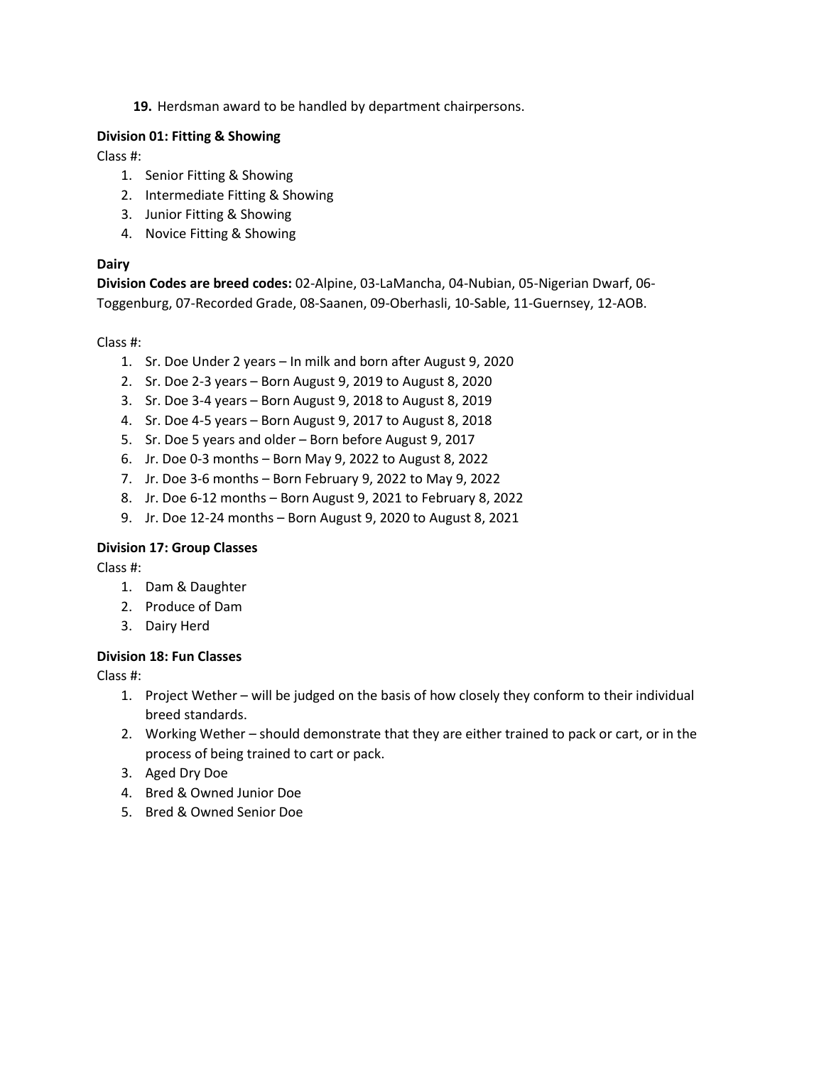19. Herdsman award to be handled by department chairpersons.

**Division 01: Fitting & Showing**

Class #:

1. Senior Fitting & Showing
2. Intermediate Fitting & Showing
3. Junior Fitting & Showing
4. Novice Fitting & Showing

**Dairy**

**Division Codes are breed codes:** 02-Alpine, 03-LaMancha, 04-Nubian, 05-Nigerian Dwarf, 06-Toggenburg, 07-Recorded Grade, 08-Saanen, 09-Oberhasli, 10-Sable, 11-Guernsey, 12-AOB.

Class #:

1. Sr. Doe Under 2 years – In milk and born after August 9, 2020
2. Sr. Doe 2-3 years – Born August 9, 2019 to August 8, 2020
3. Sr. Doe 3-4 years – Born August 9, 2018 to August 8, 2019
4. Sr. Doe 4-5 years – Born August 9, 2017 to August 8, 2018
5. Sr. Doe 5 years and older – Born before August 9, 2017
6. Jr. Doe 0-3 months – Born May 9, 2022 to August 8, 2022
7. Jr. Doe 3-6 months – Born February 9, 2022 to May 9, 2022
8. Jr. Doe 6-12 months – Born August 9, 2021 to February 8, 2022
9. Jr. Doe 12-24 months – Born August 9, 2020 to August 8, 2021

**Division 17: Group Classes**

Class #:

1. Dam & Daughter
2. Produce of Dam
3. Dairy Herd

**Division 18: Fun Classes**

Class #:

1. Project Wether – will be judged on the basis of how closely they conform to their individual breed standards.
2. Working Wether – should demonstrate that they are either trained to pack or cart, or in the process of being trained to cart or pack.
3. Aged Dry Doe
4. Bred & Owned Junior Doe
5. Bred & Owned Senior Doe